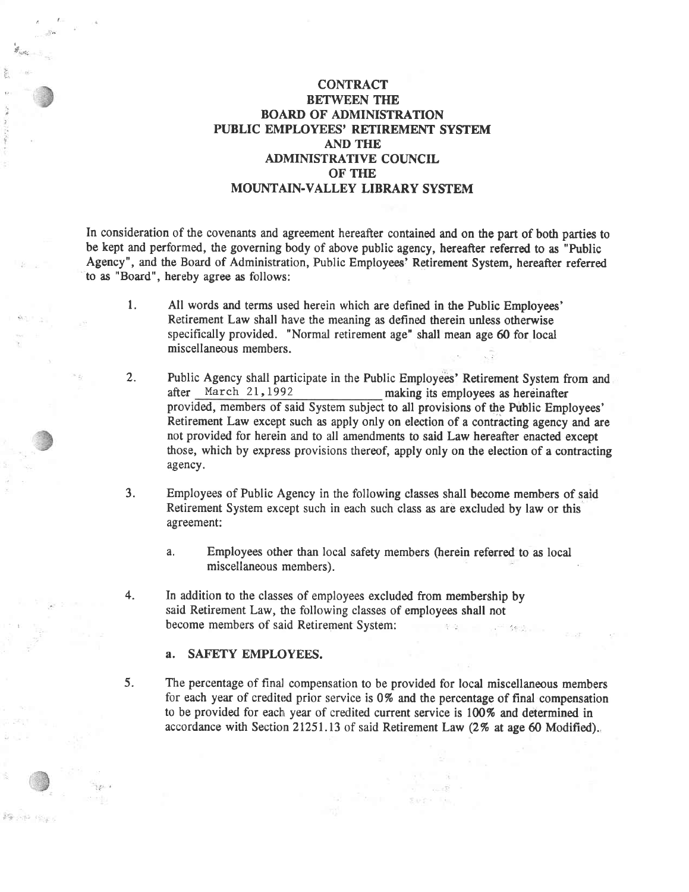# CONTRACT BETWEEN THE BOARD OF ADMINISTRATION PUBLIC EMPLOYEES' RETIREMENT SYSTEM AND THE ADMINISTRATIVE COUNCIL OF THE MOUNTAIN-VALLEY LIBRARY SYSTEM

In consideration of the covenants and agreement hereafter contained and on the part of both parties to be kept and performed, the governing body of above public agency, hereafter referred to as "Public Agency", and the Board of Administration, Public Employees' Retirement System, hereafter referred to as "Board", hereby agree as follows:

1. All words and terms used herein which are defined in the Public Employees' Retirement Law shall have the meaning as defined therein unless otherwise specifically provided. "Normal retirement age" shall mean age 60 for local miscellaneous members.

2. Public Agency shall participate in the Public Employees' Retirement System from and after March 21,1992 making its employees as hereinafter provided, members of said System subject to all provisions of the Public Employees' Retirement Law except such as apply only on election of a contracting agency and are not provided for herein and to all amendments to said Law hereafter enacted except those, which by express provisions thereof, apply only on the election of a contracting agency.

3. Employees of Public Agency in the following classes shall become members of said Retirement System except such in each such class as are excluded by law or this agreement:

   a. Employees other than local safety members (herein referred to as local miscellaneous members).

4. In addition to the classes of employees excluded from membership by said Retirement Law, the following classes of employees shall not become members of said Retirement System:

   **a. SAFETY EMPLOYEES.**

5. The percentage of final compensation to be provided for local miscellaneous members for each year of credited prior service is 0% and the percentage of final compensation to be provided for each year of credited current service is 100% and determined in accordance with Section 21251.13 of said Retirement Law (2% at age 60 Modified).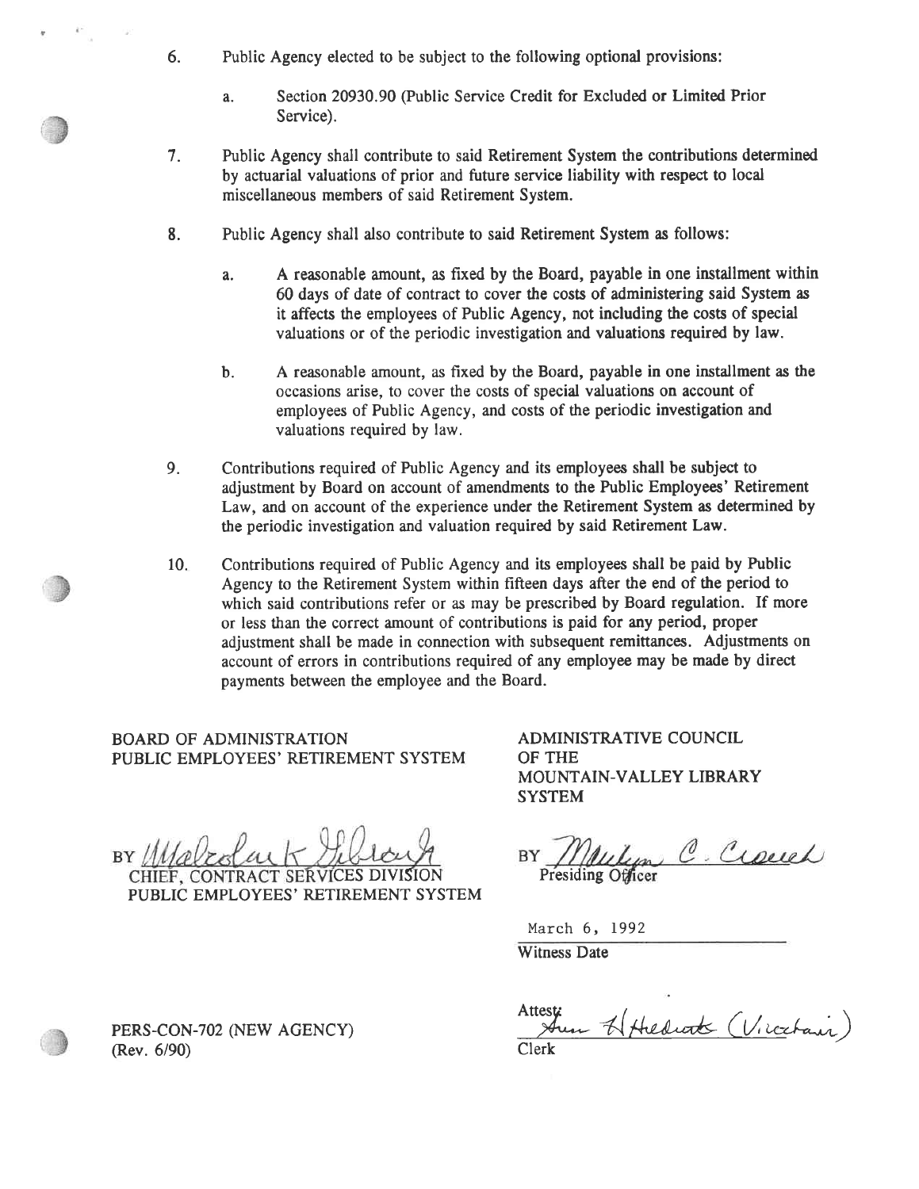6. Public Agency elected to be subject to the following optional provisions:

   a. Section 20930.90 (Public Service Credit for Excluded or Limited Prior Service).

7. Public Agency shall contribute to said Retirement System the contributions determined by actuarial valuations of prior and future service liability with respect to local miscellaneous members of said Retirement System.

8. Public Agency shall also contribute to said Retirement System as follows:

   a. A reasonable amount, as fixed by the Board, payable in one installment within 60 days of date of contract to cover the costs of administering said System as it affects the employees of Public Agency, not including the costs of special valuations or of the periodic investigation and valuations required by law.

   b. A reasonable amount, as fixed by the Board, payable in one installment as the occasions arise, to cover the costs of special valuations on account of employees of Public Agency, and costs of the periodic investigation and valuations required by law.

9. Contributions required of Public Agency and its employees shall be subject to adjustment by Board on account of amendments to the Public Employees' Retirement Law, and on account of the experience under the Retirement System as determined by the periodic investigation and valuation required by said Retirement Law.

10. Contributions required of Public Agency and its employees shall be paid by Public Agency to the Retirement System within fifteen days after the end of the period to which said contributions refer or as may be prescribed by Board regulation. If more or less than the correct amount of contributions is paid for any period, proper adjustment shall be made in connection with subsequent remittances. Adjustments on account of errors in contributions required of any employee may be made by direct payments between the employee and the Board.

BOARD OF ADMINISTRATION
PUBLIC EMPLOYEES' RETIREMENT SYSTEM

BY *Malcolm K Gibson*
CHIEF, CONTRACT SERVICES DIVISION
PUBLIC EMPLOYEES' RETIREMENT SYSTEM

ADMINISTRATIVE COUNCIL
OF THE
MOUNTAIN-VALLEY LIBRARY
SYSTEM

BY *Marilyn C. Crouch*
Presiding Officer

March 6, 1992
Witness Date

Attest: *Ann H Hedrick (Vicechair)*
Clerk

PERS-CON-702 (NEW AGENCY)
(Rev. 6/90)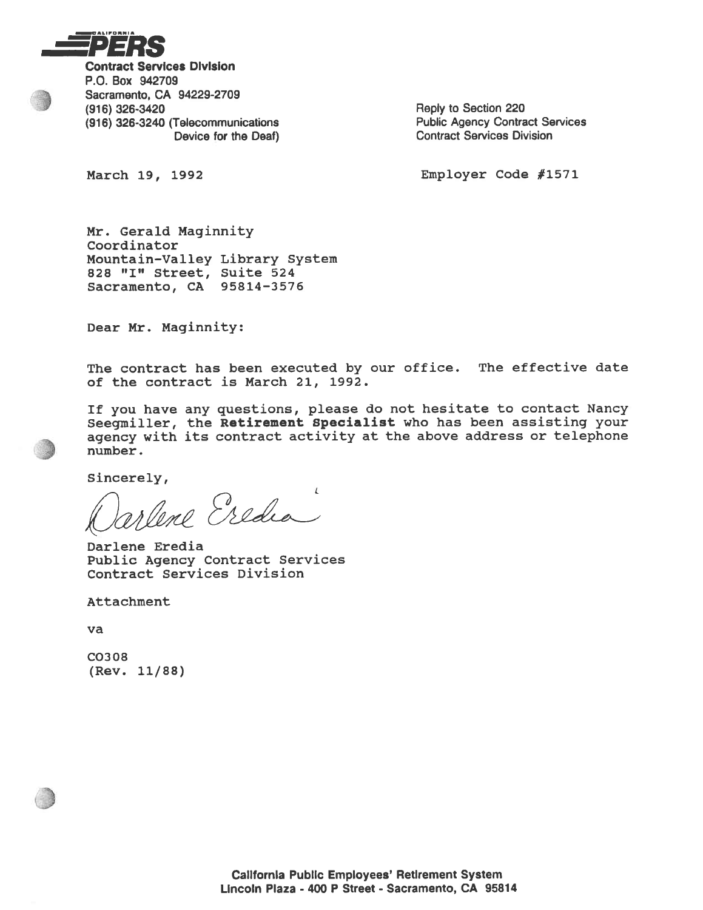**CALIFORNIA PERS**

**Contract Services Division**
P.O. Box 942709
Sacramento, CA 94229-2709
(916) 326-3420
(916) 326-3240 (Telecommunications Device for the Deaf)

Reply to Section 220
Public Agency Contract Services
Contract Services Division

March 19, 1992

Employer Code #1571

Mr. Gerald Maginnity
Coordinator
Mountain-Valley Library System
828 "I" Street, Suite 524
Sacramento, CA 95814-3576

Dear Mr. Maginnity:

The contract has been executed by our office. The effective date of the contract is March 21, 1992.

If you have any questions, please do not hesitate to contact Nancy Seegmiller, the **Retirement Specialist** who has been assisting your agency with its contract activity at the above address or telephone number.

Sincerely,

Darlene Eredia

Darlene Eredia
Public Agency Contract Services
Contract Services Division

Attachment

va

CO308
(Rev. 11/88)

**California Public Employees' Retirement System**
**Lincoln Plaza - 400 P Street - Sacramento, CA 95814**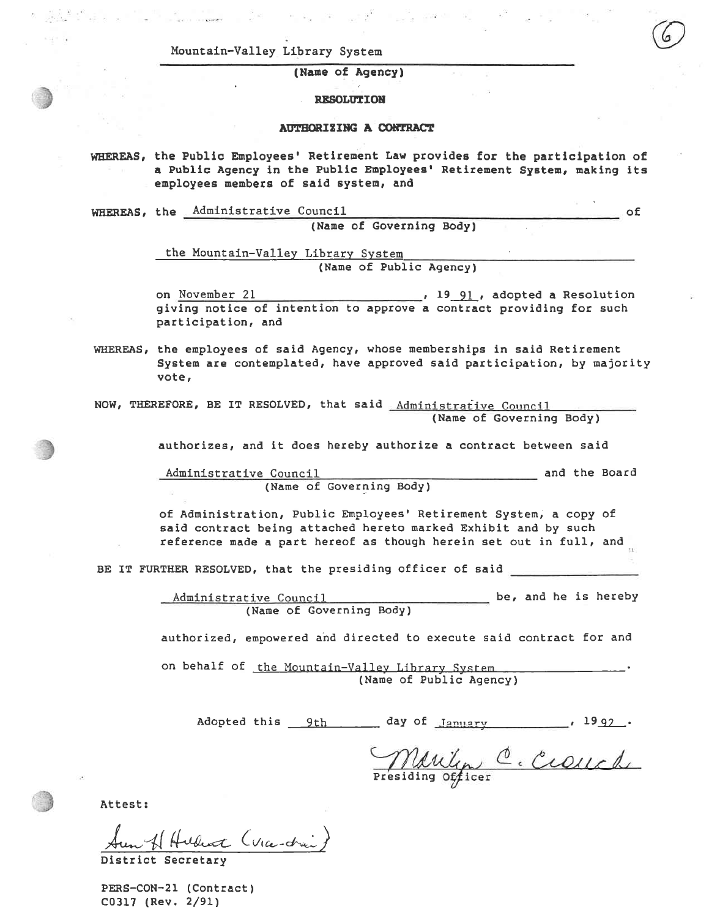(6)

Mountain-Valley Library System

(Name of Agency)

**RESOLUTION**

**AUTHORIZING A CONTRACT**

**WHEREAS,** the Public Employees' Retirement Law provides for the participation of a Public Agency in the Public Employees' Retirement System, making its employees members of said system, and

**WHEREAS,** the Administrative Council of
(Name of Governing Body)

the Mountain-Valley Library System
(Name of Public Agency)

on November 21, 19 91, adopted a Resolution giving notice of intention to approve a contract providing for such participation, and

**WHEREAS,** the employees of said Agency, whose memberships in said Retirement System are contemplated, have approved said participation, by majority vote,

NOW, THEREFORE, BE IT RESOLVED, that said Administrative Council
(Name of Governing Body)

authorizes, and it does hereby authorize a contract between said

Administrative Council and the Board
(Name of Governing Body)

of Administration, Public Employees' Retirement System, a copy of said contract being attached hereto marked Exhibit and by such reference made a part hereof as though herein set out in full, and

BE IT FURTHER RESOLVED, that the presiding officer of said

Administrative Council be, and he is hereby
(Name of Governing Body)

authorized, empowered and directed to execute said contract for and

on behalf of the Mountain-Valley Library System.
(Name of Public Agency)

Adopted this 9th day of January, 19 92.

Marilyn C. Crouch
Presiding Officer

Attest:

Sue H Hubert (Vice-chair)
District Secretary

PERS-CON-21 (Contract)
C0317 (Rev. 2/91)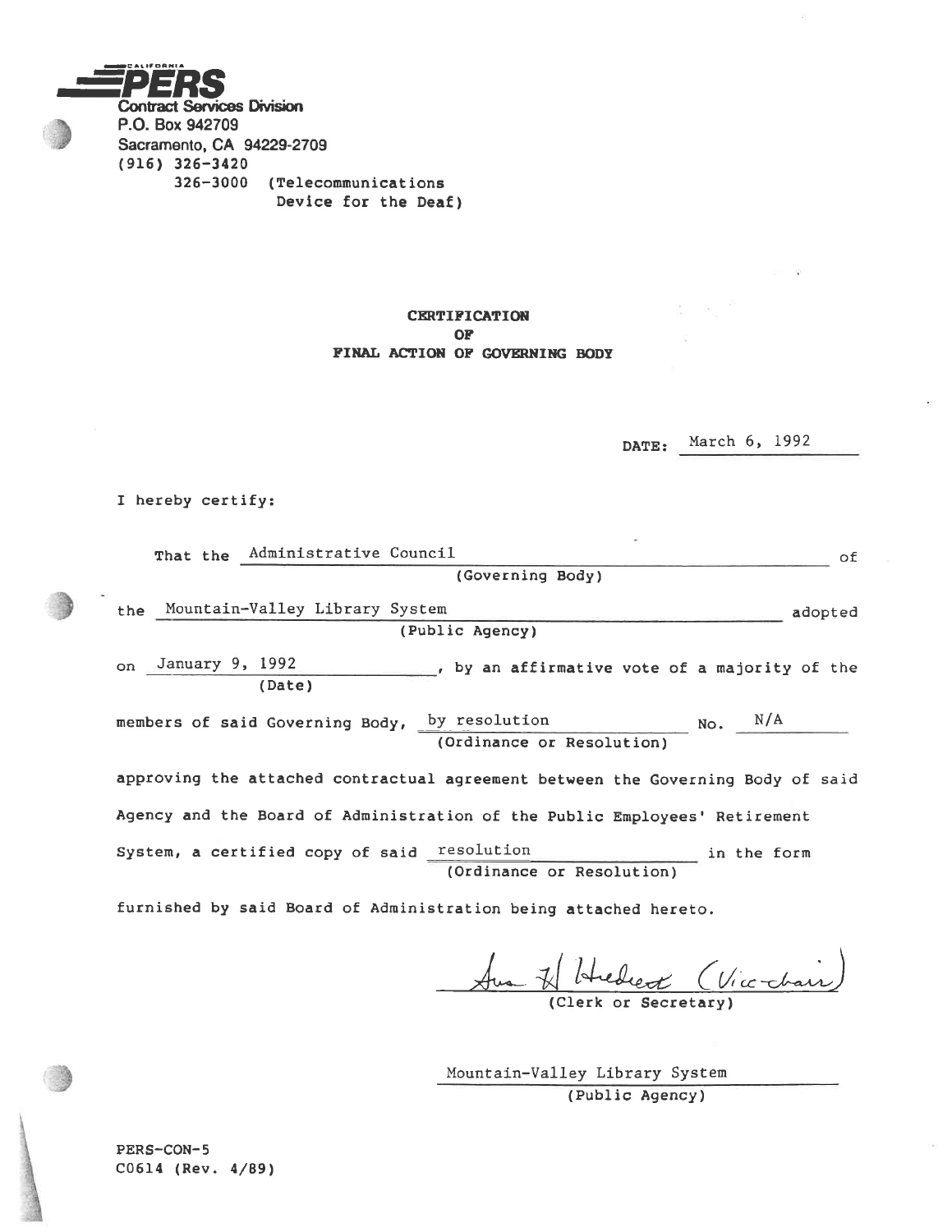**CALIFORNIA PERS**
**Contract Services Division**
P.O. Box 942709
Sacramento, CA 94229-2709
(916) 326-3420
326-3000 (Telecommunications Device for the Deaf)

**CERTIFICATION**
**OF**
**FINAL ACTION OF GOVERNING BODY**

DATE: March 6, 1992

I hereby certify:

That the Administrative Council (Governing Body) of the Mountain-Valley Library System (Public Agency) adopted on January 9, 1992 (Date), by an affirmative vote of a majority of the members of said Governing Body, by resolution (Ordinance or Resolution) No. N/A approving the attached contractual agreement between the Governing Body of said Agency and the Board of Administration of the Public Employees' Retirement System, a certified copy of said resolution (Ordinance or Resolution) in the form furnished by said Board of Administration being attached hereto.

Ava H Hiebert (Vice-chair)
(Clerk or Secretary)

Mountain-Valley Library System
(Public Agency)

PERS-CON-5
C0614 (Rev. 4/89)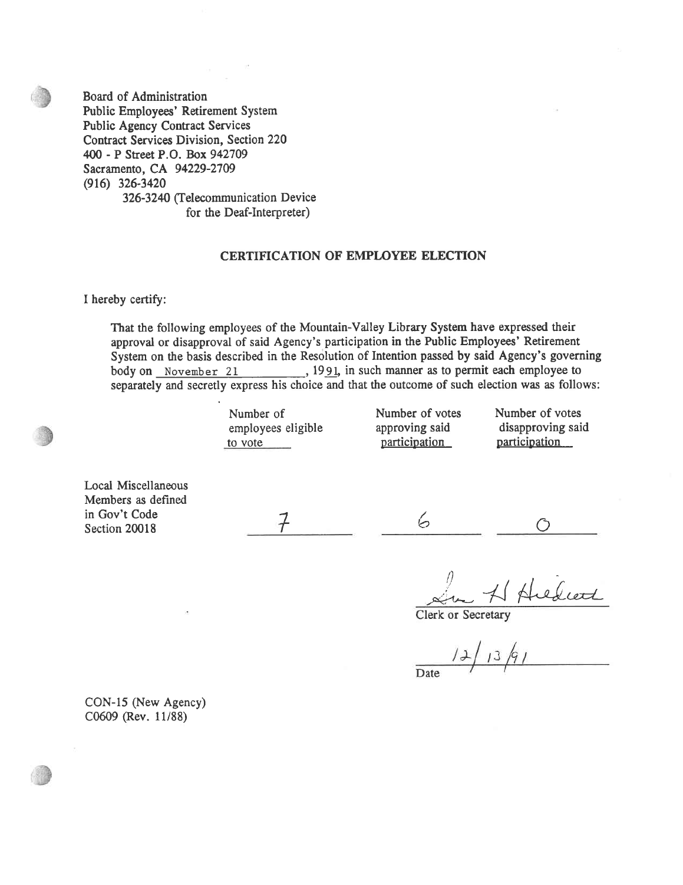Board of Administration
Public Employees' Retirement System
Public Agency Contract Services
Contract Services Division, Section 220
400 - P Street P.O. Box 942709
Sacramento, CA 94229-2709
(916) 326-3420
326-3240 (Telecommunication Device for the Deaf-Interpreter)

## CERTIFICATION OF EMPLOYEE ELECTION

I hereby certify:

That the following employees of the Mountain-Valley Library System have expressed their approval or disapproval of said Agency's participation in the Public Employees' Retirement System on the basis described in the Resolution of Intention passed by said Agency's governing body on November 21, 1991, in such manner as to permit each employee to separately and secretly express his choice and that the outcome of such election was as follows:

| | Number of employees eligible to vote | Number of votes approving said participation | Number of votes disapproving said participation |
|---|---|---|---|
| Local Miscellaneous Members as defined in Gov't Code Section 20018 | 7 | 6 | 0 |

Lou H Hiebert
Clerk or Secretary

12/13/91
Date

CON-15 (New Agency)
C0609 (Rev. 11/88)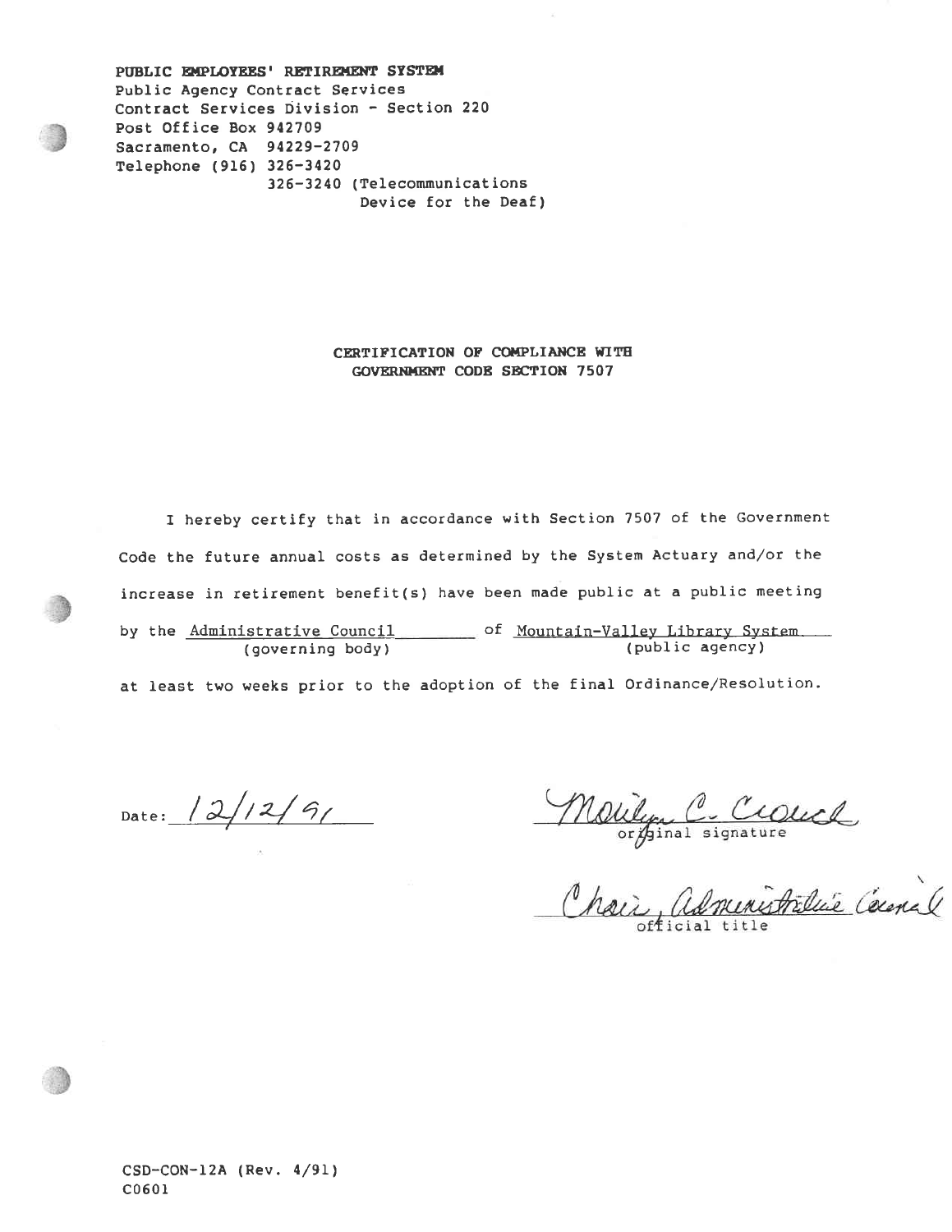**PUBLIC EMPLOYEES' RETIREMENT SYSTEM**
Public Agency Contract Services
Contract Services Division - Section 220
Post Office Box 942709
Sacramento, CA 94229-2709
Telephone (916) 326-3420
326-3240 (Telecommunications Device for the Deaf)

**CERTIFICATION OF COMPLIANCE WITH GOVERNMENT CODE SECTION 7507**

I hereby certify that in accordance with Section 7507 of the Government Code the future annual costs as determined by the System Actuary and/or the increase in retirement benefit(s) have been made public at a public meeting by the Administrative Council (governing body) of Mountain-Valley Library System (public agency) at least two weeks prior to the adoption of the final Ordinance/Resolution.

Date: 12/12/91

Marilyn C. Crouch
original signature

Chair, Administrative Council
official title

CSD-CON-12A (Rev. 4/91)
C0601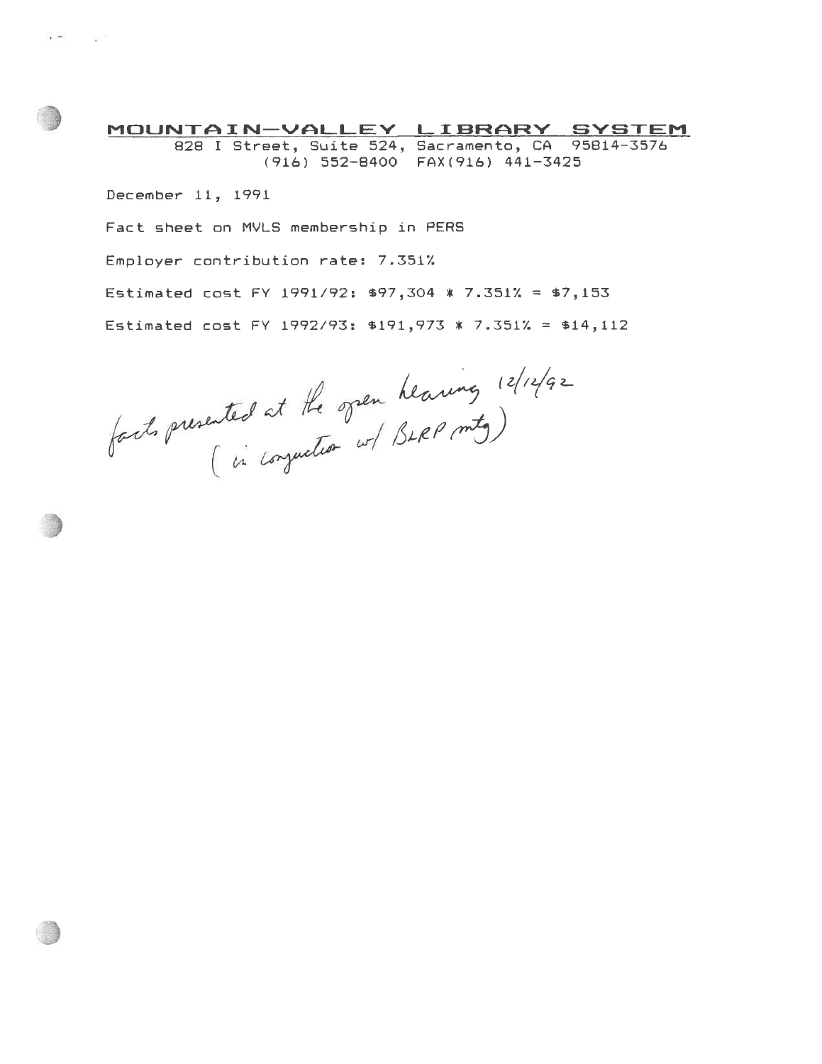# MOUNTAIN—VALLEY LIBRARY SYSTEM

828 I Street, Suite 524, Sacramento, CA 95814-3576
(916) 552-8400 FAX(916) 441-3425

December 11, 1991

Fact sheet on MVLS membership in PERS

Employer contribution rate: 7.351%

Estimated cost FY 1991/92: $97,304 * 7.351% = $7,153

Estimated cost FY 1992/93: $191,973 * 7.351% = $14,112

facts presented at the open hearing 12/12/92
(in conjunction w/ BLRP mtg)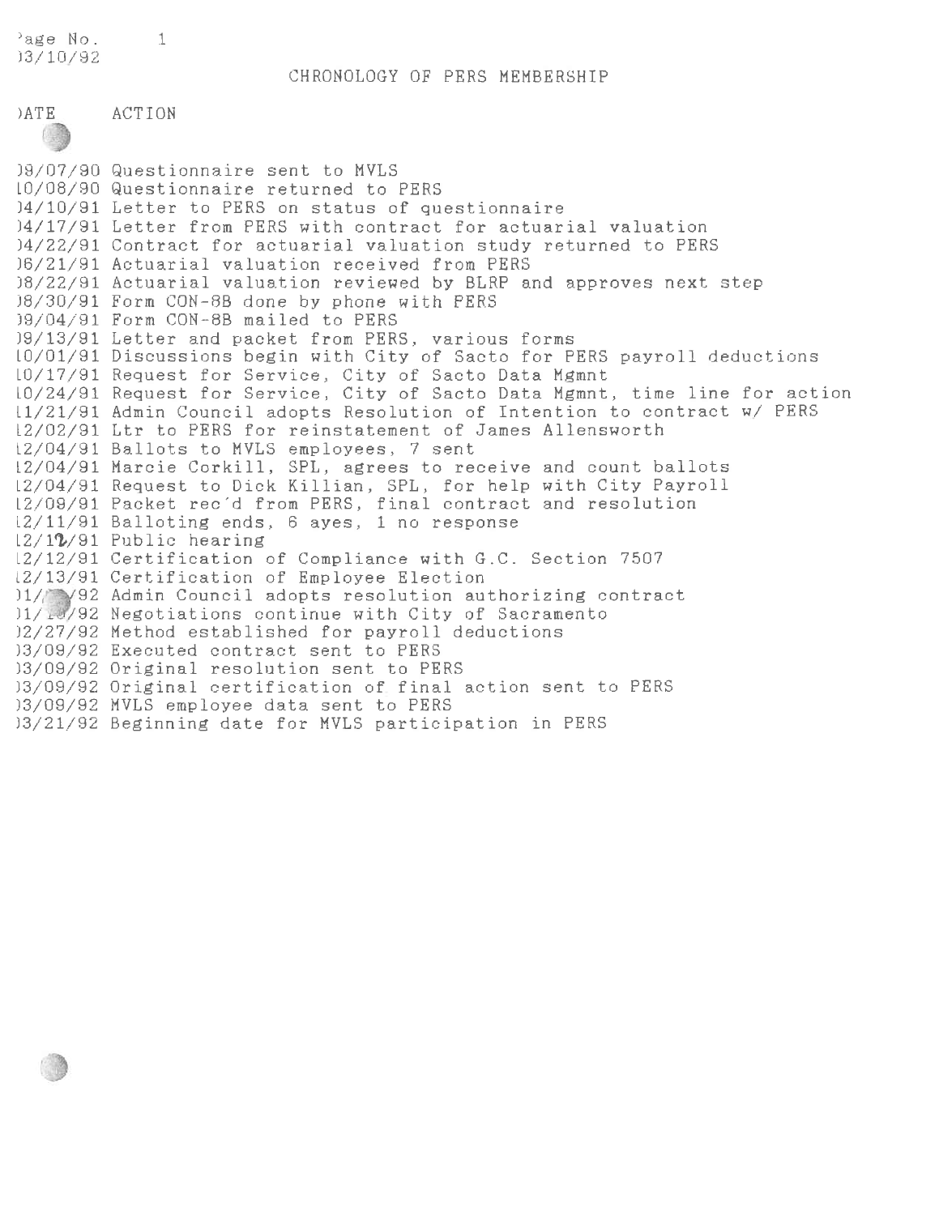# CHRONOLOGY OF PERS MEMBERSHIP

03/10/92

| DATE | ACTION |
|---|---|
| 09/07/90 | Questionnaire sent to MVLS |
| 10/08/90 | Questionnaire returned to PERS |
| 04/10/91 | Letter to PERS on status of questionnaire |
| 04/17/91 | Letter from PERS with contract for actuarial valuation |
| 04/22/91 | Contract for actuarial valuation study returned to PERS |
| 06/21/91 | Actuarial valuation received from PERS |
| 08/22/91 | Actuarial valuation reviewed by BLRP and approves next step |
| 08/30/91 | Form CON-8B done by phone with PERS |
| 09/04/91 | Form CON-8B mailed to PERS |
| 09/13/91 | Letter and packet from PERS, various forms |
| 10/01/91 | Discussions begin with City of Sacto for PERS payroll deductions |
| 10/17/91 | Request for Service, City of Sacto Data Mgmnt |
| 10/24/91 | Request for Service, City of Sacto Data Mgmnt, time line for action |
| 11/21/91 | Admin Council adopts Resolution of Intention to contract w/ PERS |
| 12/02/91 | Ltr to PERS for reinstatement of James Allensworth |
| 12/04/91 | Ballots to MVLS employees, 7 sent |
| 12/04/91 | Marcie Corkill, SPL, agrees to receive and count ballots |
| 12/04/91 | Request to Dick Killian, SPL, for help with City Payroll |
| 12/09/91 | Packet rec'd from PERS, final contract and resolution |
| 12/11/91 | Balloting ends, 6 ayes, 1 no response |
| 12/12/91 | Public hearing |
| 12/12/91 | Certification of Compliance with G.C. Section 7507 |
| 12/13/91 | Certification of Employee Election |
| 01/??/92 | Admin Council adopts resolution authorizing contract |
| 01/10/92 | Negotiations continue with City of Sacramento |
| 02/27/92 | Method established for payroll deductions |
| 03/09/92 | Executed contract sent to PERS |
| 03/09/92 | Original resolution sent to PERS |
| 03/09/92 | Original certification of final action sent to PERS |
| 03/09/92 | MVLS employee data sent to PERS |
| 03/21/92 | Beginning date for MVLS participation in PERS |